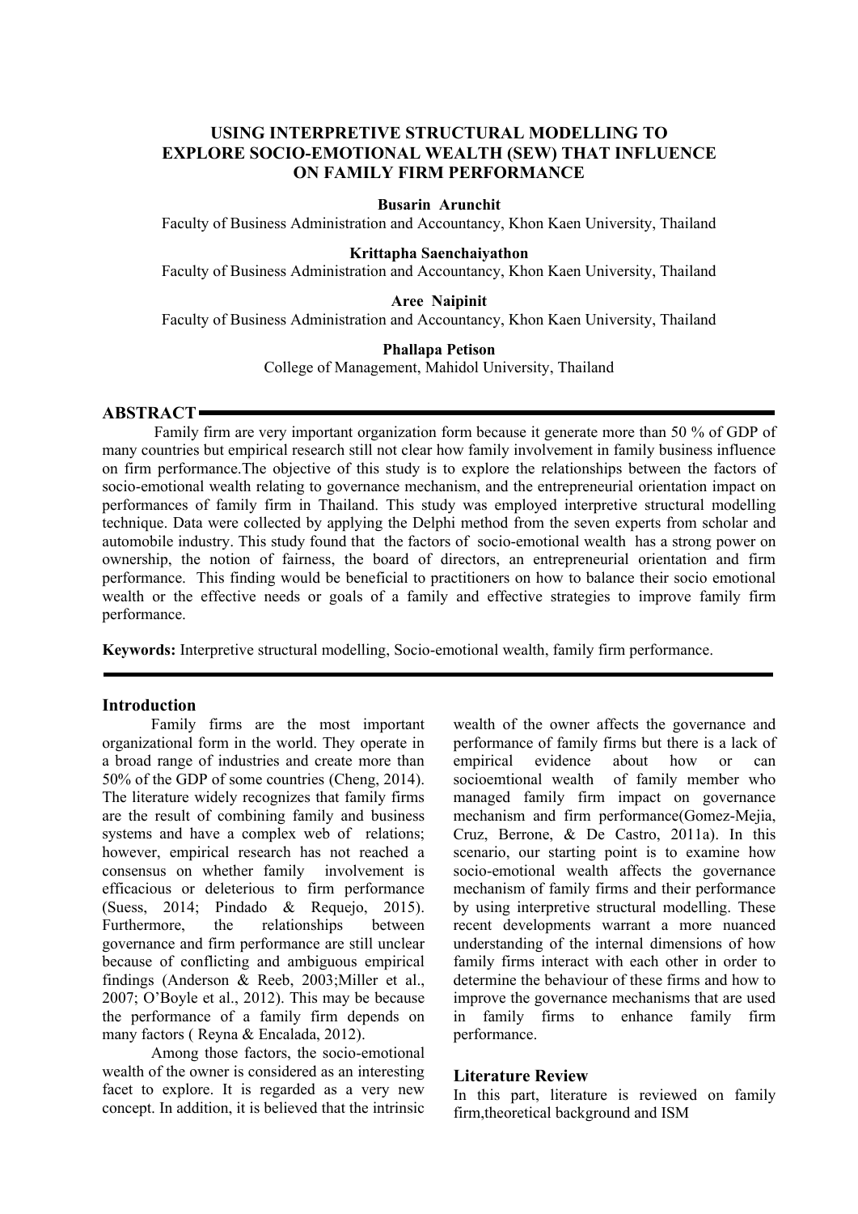# USING INTERPRETIVE STRUCTURAL MODELLING TO EXPLORE SOCIO-EMOTIONAL WEALTH (SEW) THAT INFLUENCE ON FAMILY FIRM PERFORMANCE

**Busarin Arunchit**
Faculty of Business Administration and Accountancy, Khon Kaen University, Thailand

**Krittapha Saenchaiyathon**
Faculty of Business Administration and Accountancy, Khon Kaen University, Thailand

**Aree Naipinit**
Faculty of Business Administration and Accountancy, Khon Kaen University, Thailand

**Phallapa Petison**
College of Management, Mahidol University, Thailand

## ABSTRACT

Family firm are very important organization form because it generate more than 50 % of GDP of many countries but empirical research still not clear how family involvement in family business influence on firm performance.The objective of this study is to explore the relationships between the factors of socio-emotional wealth relating to governance mechanism, and the entrepreneurial orientation impact on performances of family firm in Thailand. This study was employed interpretive structural modelling technique. Data were collected by applying the Delphi method from the seven experts from scholar and automobile industry. This study found that the factors of socio-emotional wealth has a strong power on ownership, the notion of fairness, the board of directors, an entrepreneurial orientation and firm performance. This finding would be beneficial to practitioners on how to balance their socio emotional wealth or the effective needs or goals of a family and effective strategies to improve family firm performance.

**Keywords:** Interpretive structural modelling, Socio-emotional wealth, family firm performance.

## Introduction

Family firms are the most important organizational form in the world. They operate in a broad range of industries and create more than 50% of the GDP of some countries (Cheng, 2014). The literature widely recognizes that family firms are the result of combining family and business systems and have a complex web of relations; however, empirical research has not reached a consensus on whether family involvement is efficacious or deleterious to firm performance (Suess, 2014; Pindado & Requejo, 2015). Furthermore, the relationships between governance and firm performance are still unclear because of conflicting and ambiguous empirical findings (Anderson & Reeb, 2003;Miller et al., 2007; O'Boyle et al., 2012). This may be because the performance of a family firm depends on many factors ( Reyna & Encalada, 2012).

Among those factors, the socio-emotional wealth of the owner is considered as an interesting facet to explore. It is regarded as a very new concept. In addition, it is believed that the intrinsic wealth of the owner affects the governance and performance of family firms but there is a lack of empirical evidence about how or can socioemtional wealth of family member who managed family firm impact on governance mechanism and firm performance(Gomez-Mejia, Cruz, Berrone, & De Castro, 2011a). In this scenario, our starting point is to examine how socio-emotional wealth affects the governance mechanism of family firms and their performance by using interpretive structural modelling. These recent developments warrant a more nuanced understanding of the internal dimensions of how family firms interact with each other in order to determine the behaviour of these firms and how to improve the governance mechanisms that are used in family firms to enhance family firm performance.

## Literature Review

In this part, literature is reviewed on family firm,theoretical background and ISM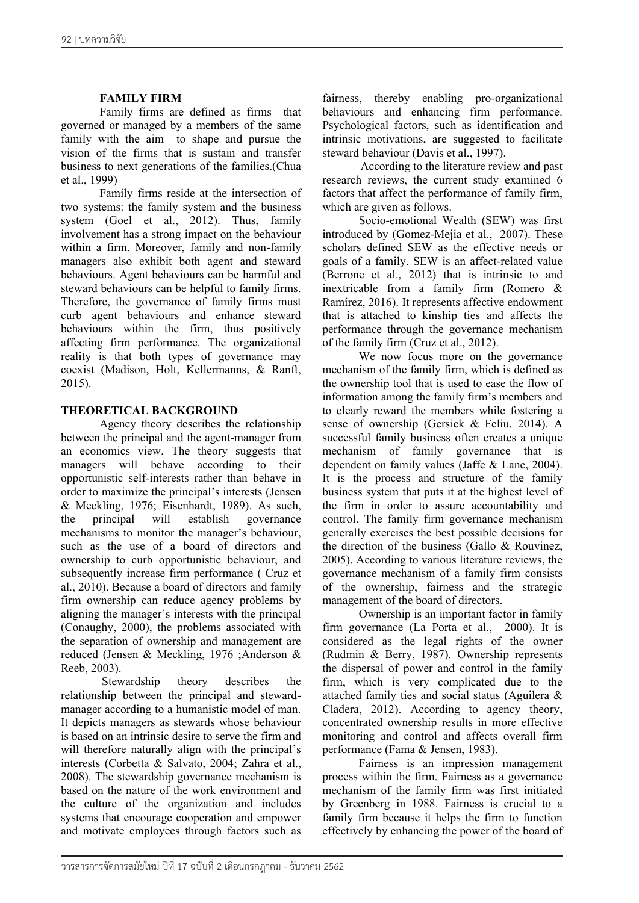## FAMILY FIRM

Family firms are defined as firms that governed or managed by a members of the same family with the aim to shape and pursue the vision of the firms that is sustain and transfer business to next generations of the families.(Chua et al., 1999)

Family firms reside at the intersection of two systems: the family system and the business system (Goel et al., 2012). Thus, family involvement has a strong impact on the behaviour within a firm. Moreover, family and non-family managers also exhibit both agent and steward behaviours. Agent behaviours can be harmful and steward behaviours can be helpful to family firms. Therefore, the governance of family firms must curb agent behaviours and enhance steward behaviours within the firm, thus positively affecting firm performance. The organizational reality is that both types of governance may coexist (Madison, Holt, Kellermanns, & Ranft, 2015).

## THEORETICAL BACKGROUND

Agency theory describes the relationship between the principal and the agent-manager from an economics view. The theory suggests that managers will behave according to their opportunistic self-interests rather than behave in order to maximize the principal's interests (Jensen & Meckling, 1976; Eisenhardt, 1989). As such, the principal will establish governance mechanisms to monitor the manager's behaviour, such as the use of a board of directors and ownership to curb opportunistic behaviour, and subsequently increase firm performance ( Cruz et al., 2010). Because a board of directors and family firm ownership can reduce agency problems by aligning the manager's interests with the principal (Conaughy, 2000), the problems associated with the separation of ownership and management are reduced (Jensen & Meckling, 1976 ;Anderson & Reeb, 2003).

Stewardship theory describes the relationship between the principal and steward-manager according to a humanistic model of man. It depicts managers as stewards whose behaviour is based on an intrinsic desire to serve the firm and will therefore naturally align with the principal's interests (Corbetta & Salvato, 2004; Zahra et al., 2008). The stewardship governance mechanism is based on the nature of the work environment and the culture of the organization and includes systems that encourage cooperation and empower and motivate employees through factors such as fairness, thereby enabling pro-organizational behaviours and enhancing firm performance. Psychological factors, such as identification and intrinsic motivations, are suggested to facilitate steward behaviour (Davis et al., 1997).

According to the literature review and past research reviews, the current study examined 6 factors that affect the performance of family firm, which are given as follows.

Socio-emotional Wealth (SEW) was first introduced by (Gomez-Mejia et al., 2007). These scholars defined SEW as the effective needs or goals of a family. SEW is an affect-related value (Berrone et al., 2012) that is intrinsic to and inextricable from a family firm (Romero & Ramírez, 2016). It represents affective endowment that is attached to kinship ties and affects the performance through the governance mechanism of the family firm (Cruz et al., 2012).

We now focus more on the governance mechanism of the family firm, which is defined as the ownership tool that is used to ease the flow of information among the family firm's members and to clearly reward the members while fostering a sense of ownership (Gersick & Feliu, 2014). A successful family business often creates a unique mechanism of family governance that is dependent on family values (Jaffe & Lane, 2004). It is the process and structure of the family business system that puts it at the highest level of the firm in order to assure accountability and control. The family firm governance mechanism generally exercises the best possible decisions for the direction of the business (Gallo & Rouvinez, 2005). According to various literature reviews, the governance mechanism of a family firm consists of the ownership, fairness and the strategic management of the board of directors.

Ownership is an important factor in family firm governance (La Porta et al., 2000). It is considered as the legal rights of the owner (Rudmin & Berry, 1987). Ownership represents the dispersal of power and control in the family firm, which is very complicated due to the attached family ties and social status (Aguilera & Cladera, 2012). According to agency theory, concentrated ownership results in more effective monitoring and control and affects overall firm performance (Fama & Jensen, 1983).

Fairness is an impression management process within the firm. Fairness as a governance mechanism of the family firm was first initiated by Greenberg in 1988. Fairness is crucial to a family firm because it helps the firm to function effectively by enhancing the power of the board of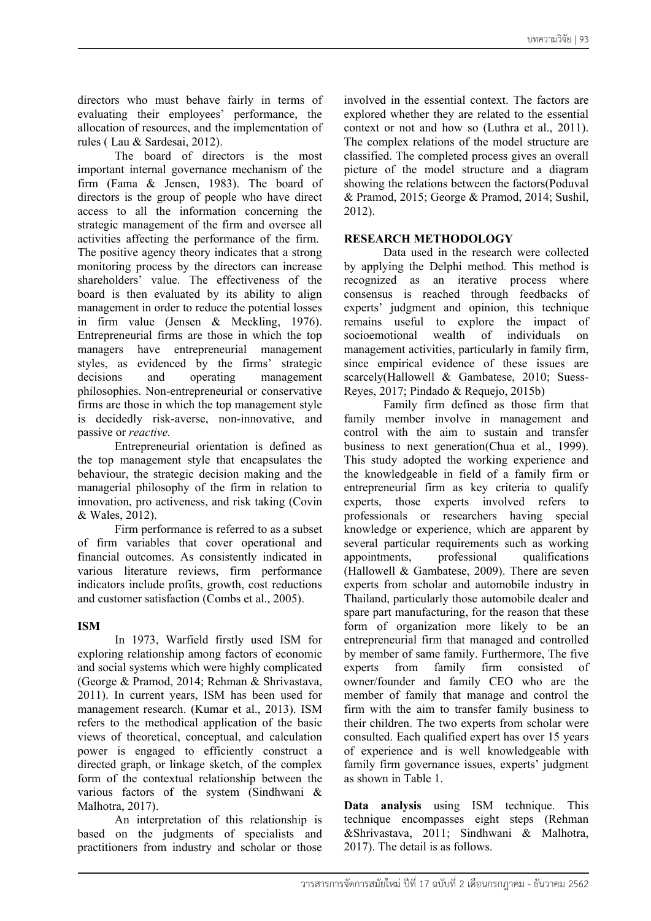directors who must behave fairly in terms of evaluating their employees' performance, the allocation of resources, and the implementation of rules ( Lau & Sardesai, 2012).

The board of directors is the most important internal governance mechanism of the firm (Fama & Jensen, 1983). The board of directors is the group of people who have direct access to all the information concerning the strategic management of the firm and oversee all activities affecting the performance of the firm. The positive agency theory indicates that a strong monitoring process by the directors can increase shareholders' value. The effectiveness of the board is then evaluated by its ability to align management in order to reduce the potential losses in firm value (Jensen & Meckling, 1976). Entrepreneurial firms are those in which the top managers have entrepreneurial management styles, as evidenced by the firms' strategic decisions and operating management philosophies. Non-entrepreneurial or conservative firms are those in which the top management style is decidedly risk-averse, non-innovative, and passive or *reactive.*

Entrepreneurial orientation is defined as the top management style that encapsulates the behaviour, the strategic decision making and the managerial philosophy of the firm in relation to innovation, pro activeness, and risk taking (Covin & Wales, 2012).

Firm performance is referred to as a subset of firm variables that cover operational and financial outcomes. As consistently indicated in various literature reviews, firm performance indicators include profits, growth, cost reductions and customer satisfaction (Combs et al., 2005).

## ISM

In 1973, Warfield firstly used ISM for exploring relationship among factors of economic and social systems which were highly complicated (George & Pramod, 2014; Rehman & Shrivastava, 2011). In current years, ISM has been used for management research. (Kumar et al., 2013). ISM refers to the methodical application of the basic views of theoretical, conceptual, and calculation power is engaged to efficiently construct a directed graph, or linkage sketch, of the complex form of the contextual relationship between the various factors of the system (Sindhwani & Malhotra, 2017).

An interpretation of this relationship is based on the judgments of specialists and practitioners from industry and scholar or those involved in the essential context. The factors are explored whether they are related to the essential context or not and how so (Luthra et al., 2011). The complex relations of the model structure are classified. The completed process gives an overall picture of the model structure and a diagram showing the relations between the factors(Poduval & Pramod, 2015; George & Pramod, 2014; Sushil, 2012).

## RESEARCH METHODOLOGY

Data used in the research were collected by applying the Delphi method. This method is recognized as an iterative process where consensus is reached through feedbacks of experts' judgment and opinion, this technique remains useful to explore the impact of socioemotional wealth of individuals on management activities, particularly in family firm, since empirical evidence of these issues are scarcely(Hallowell & Gambatese, 2010; Suess-Reyes, 2017; Pindado & Requejo, 2015b)

Family firm defined as those firm that family member involve in management and control with the aim to sustain and transfer business to next generation(Chua et al., 1999). This study adopted the working experience and the knowledgeable in field of a family firm or entrepreneurial firm as key criteria to qualify experts, those experts involved refers to professionals or researchers having special knowledge or experience, which are apparent by several particular requirements such as working appointments, professional qualifications (Hallowell & Gambatese, 2009). There are seven experts from scholar and automobile industry in Thailand, particularly those automobile dealer and spare part manufacturing, for the reason that these form of organization more likely to be an entrepreneurial firm that managed and controlled by member of same family. Furthermore, The five experts from family firm consisted of owner/founder and family CEO who are the member of family that manage and control the firm with the aim to transfer family business to their children. The two experts from scholar were consulted. Each qualified expert has over 15 years of experience and is well knowledgeable with family firm governance issues, experts' judgment as shown in Table 1.

**Data analysis** using ISM technique. This technique encompasses eight steps (Rehman &Shrivastava, 2011; Sindhwani & Malhotra, 2017). The detail is as follows.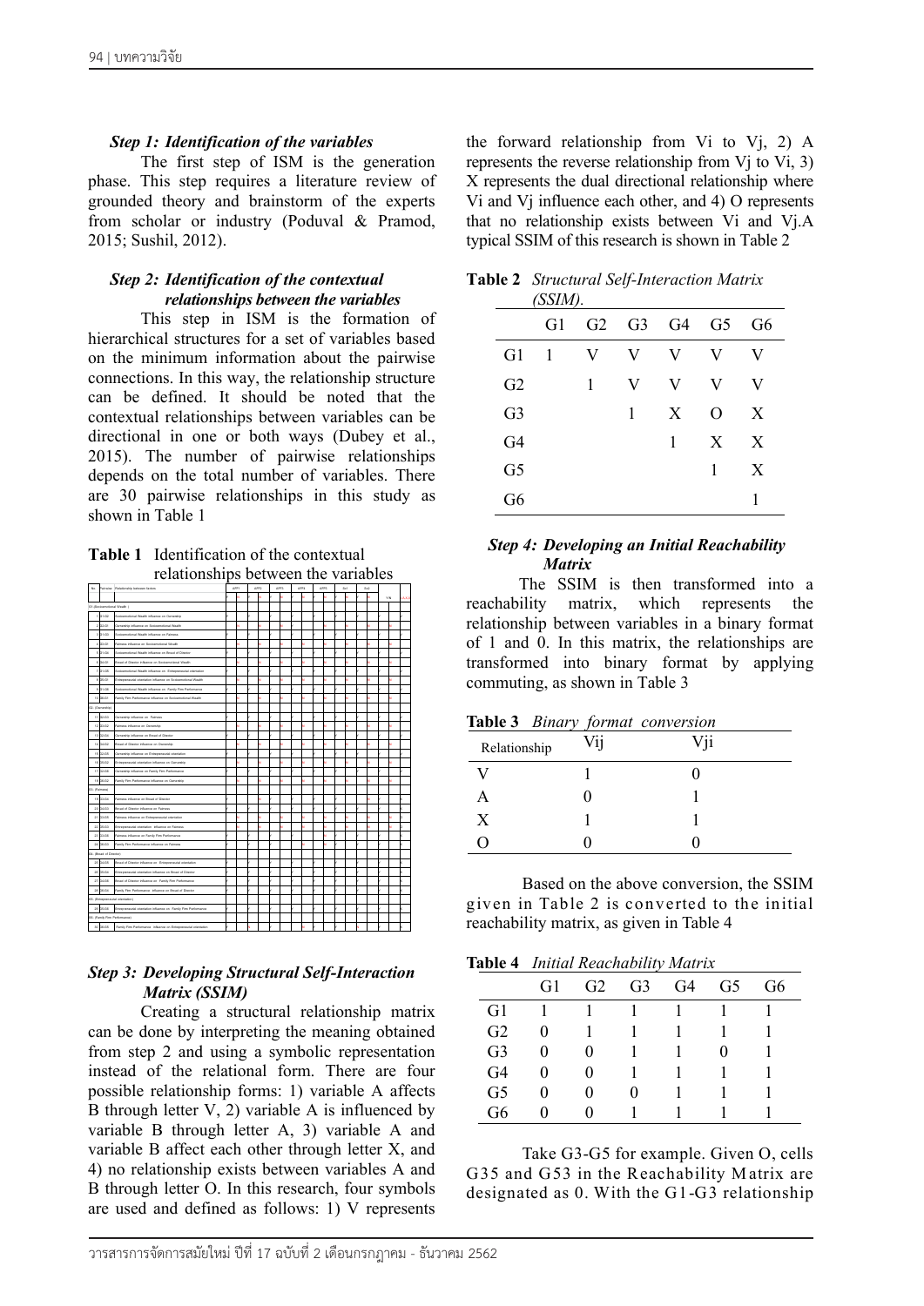### *Step 1: Identification of the variables*

The first step of ISM is the generation phase. This step requires a literature review of grounded theory and brainstorm of the experts from scholar or industry (Poduval & Pramod, 2015; Sushil, 2012).

### *Step 2: Identification of the contextual relationships between the variables*

This step in ISM is the formation of hierarchical structures for a set of variables based on the minimum information about the pairwise connections. In this way, the relationship structure can be defined. It should be noted that the contextual relationships between variables can be directional in one or both ways (Dubey et al., 2015). The number of pairwise relationships depends on the total number of variables. There are 30 pairwise relationships in this study as shown in Table 1

**Table 1** Identification of the contextual relationships between the variables

| No. | Pair-wise | Relationship between factors |
|---|---|---|
| | G1 (Socioemotional Wealth) | |
| 1 | G1-G2 | Socioemotional Wealth influence on Ownership |
| 2 | G2-G1 | Ownership influence on Socioemotional Wealth |
| 3 | G1-G3 | Socioemotional Wealth influence on Fairness |
| 4 | G3-G1 | Fairness influence on Socioemotional Wealth |
| 5 | G1-G4 | Socioemotional Wealth influence on Board of Director |
| 6 | G4-G1 | Board of Director influence on Socioemotional Wealth |
| 7 | G1-G5 | Socioemotional Wealth influence on Entrepreneurial orientation |
| 8 | G5-G1 | Entrepreneurial orientation influence on Socioemotional Wealth |
| 9 | G1-G6 | Socioemotional Wealth influence on Family Firm Performance |
| 10 | G6-G1 | Family Firm Performance influence on Socioemotional Wealth |
| | G2 (Ownership) | |
| 11 | G2-G3 | Ownership influence on Fairness |
| 12 | G3-G2 | Fairness influence on Ownership |
| 13 | G2-G4 | Ownership influence on Board of Director |
| 14 | G4-G2 | Board of Director influence on Ownership |
| 15 | G2-G5 | Ownership influence on Entrepreneurial orientation |
| 16 | G5-G2 | Entrepreneurial orientation influence on Ownership |
| 17 | G2-G6 | Ownership influence on Family Firm Performance |
| 18 | G6-G2 | Family Firm Performance influence on Ownership |
| | G3 (Fairness) | |
| 19 | G3-G4 | Fairness influence on Board of Director |
| 20 | G4-G3 | Board of Director influence on Fairness |
| 21 | G3-G5 | Fairness influence on Entrepreneurial orientation |
| 22 | G5-G3 | Entrepreneurial orientation influence on Fairness |
| 23 | G3-G6 | Fairness influence on Family Firm Performance |
| 24 | G6-G3 | Family Firm Performance influence on Fairness |
| | G4 (Board of Director) | |
| 25 | G4-G5 | Board of Director influence on Entrepreneurial orientation |
| 26 | G5-G4 | Entrepreneurial orientation influence on Board of Director |
| 27 | G4-G6 | Board of Director influence on Family Firm Performance |
| 28 | G6-G4 | Family Firm Performance influence on Board of Director |
| | G5 (Entrepreneurial orientation) | |
| 29 | G5-G6 | Entrepreneurial orientation influence on Family Firm Performance |
| | G6 (Family Firm Performance) | |
| 30 | G6-G5 | Family Firm Performance influence on Entrepreneurial orientation |

### *Step 3: Developing Structural Self-Interaction Matrix (SSIM)*

Creating a structural relationship matrix can be done by interpreting the meaning obtained from step 2 and using a symbolic representation instead of the relational form. There are four possible relationship forms: 1) variable A affects B through letter V, 2) variable A is influenced by variable B through letter A, 3) variable A and variable B affect each other through letter X, and 4) no relationship exists between variables A and B through letter O. In this research, four symbols are used and defined as follows: 1) V represents the forward relationship from Vi to Vj, 2) A represents the reverse relationship from Vj to Vi, 3) X represents the dual directional relationship where Vi and Vj influence each other, and 4) O represents that no relationship exists between Vi and Vj.A typical SSIM of this research is shown in Table 2

**Table 2** *Structural Self-Interaction Matrix (SSIM).*

| | G1 | G2 | G3 | G4 | G5 | G6 |
|---|---|---|---|---|---|---|
| G1 | 1 | V | V | V | V | V |
| G2 | | 1 | V | V | V | V |
| G3 | | | 1 | X | O | X |
| G4 | | | | 1 | X | X |
| G5 | | | | | 1 | X |
| G6 | | | | | | 1 |

### *Step 4: Developing an Initial Reachability Matrix*

The SSIM is then transformed into a reachability matrix, which represents the relationship between variables in a binary format of 1 and 0. In this matrix, the relationships are transformed into binary format by applying commuting, as shown in Table 3

**Table 3** *Binary format conversion*

| Relationship | Vij | Vji |
|---|---|---|
| V | 1 | 0 |
| A | 0 | 1 |
| X | 1 | 1 |
| O | 0 | 0 |

Based on the above conversion, the SSIM given in Table 2 is converted to the initial reachability matrix, as given in Table 4

**Table 4** *Initial Reachability Matrix*

| | G1 | G2 | G3 | G4 | G5 | G6 |
|---|---|---|---|---|---|---|
| G1 | 1 | 1 | 1 | 1 | 1 | 1 |
| G2 | 0 | 1 | 1 | 1 | 1 | 1 |
| G3 | 0 | 0 | 1 | 1 | 0 | 1 |
| G4 | 0 | 0 | 1 | 1 | 1 | 1 |
| G5 | 0 | 0 | 0 | 1 | 1 | 1 |
| G6 | 0 | 0 | 1 | 1 | 1 | 1 |

Take G3-G5 for example. Given O, cells G35 and G53 in the Reachability Matrix are designated as 0. With the G1-G3 relationship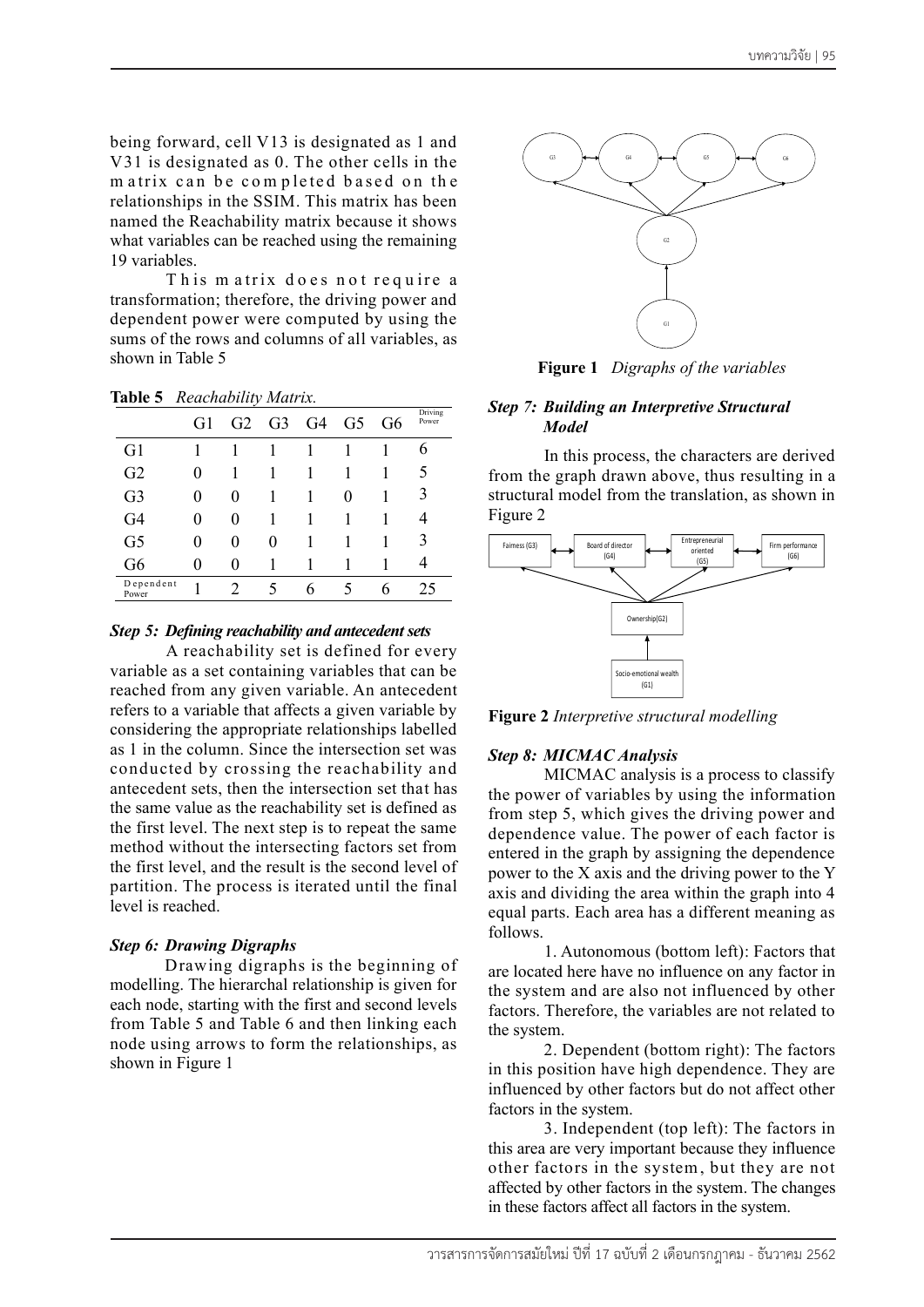being forward, cell V13 is designated as 1 and V31 is designated as 0. The other cells in the matrix can be completed based on the relationships in the SSIM. This matrix has been named the Reachability matrix because it shows what variables can be reached using the remaining 19 variables.

This matrix does not require a transformation; therefore, the driving power and dependent power were computed by using the sums of the rows and columns of all variables, as shown in Table 5

**Table 5** *Reachability Matrix.*

| | G1 | G2 | G3 | G4 | G5 | G6 | Driving Power |
|---|---|---|---|---|---|---|---|
| G1 | 1 | 1 | 1 | 1 | 1 | 1 | 6 |
| G2 | 0 | 1 | 1 | 1 | 1 | 1 | 5 |
| G3 | 0 | 0 | 1 | 1 | 0 | 1 | 3 |
| G4 | 0 | 0 | 1 | 1 | 1 | 1 | 4 |
| G5 | 0 | 0 | 0 | 1 | 1 | 1 | 3 |
| G6 | 0 | 0 | 1 | 1 | 1 | 1 | 4 |
| Dependent Power | 1 | 2 | 5 | 6 | 5 | 6 | 25 |

### *Step 5: Defining reachability and antecedent sets*

A reachability set is defined for every variable as a set containing variables that can be reached from any given variable. An antecedent refers to a variable that affects a given variable by considering the appropriate relationships labelled as 1 in the column. Since the intersection set was conducted by crossing the reachability and antecedent sets, then the intersection set that has the same value as the reachability set is defined as the first level. The next step is to repeat the same method without the intersecting factors set from the first level, and the result is the second level of partition. The process is iterated until the final level is reached.

### *Step 6: Drawing Digraphs*

Drawing digraphs is the beginning of modelling. The hierarchal relationship is given for each node, starting with the first and second levels from Table 5 and Table 6 and then linking each node using arrows to form the relationships, as shown in Figure 1

**Figure 1** *Digraphs of the variables*

### *Step 7: Building an Interpretive Structural Model*

In this process, the characters are derived from the graph drawn above, thus resulting in a structural model from the translation, as shown in Figure 2

**Figure 2** *Interpretive structural modelling*

### *Step 8: MICMAC Analysis*

MICMAC analysis is a process to classify the power of variables by using the information from step 5, which gives the driving power and dependence value. The power of each factor is entered in the graph by assigning the dependence power to the X axis and the driving power to the Y axis and dividing the area within the graph into 4 equal parts. Each area has a different meaning as follows.

1. Autonomous (bottom left): Factors that are located here have no influence on any factor in the system and are also not influenced by other factors. Therefore, the variables are not related to the system.

2. Dependent (bottom right): The factors in this position have high dependence. They are influenced by other factors but do not affect other factors in the system.

3. Independent (top left): The factors in this area are very important because they influence other factors in the system, but they are not affected by other factors in the system. The changes in these factors affect all factors in the system.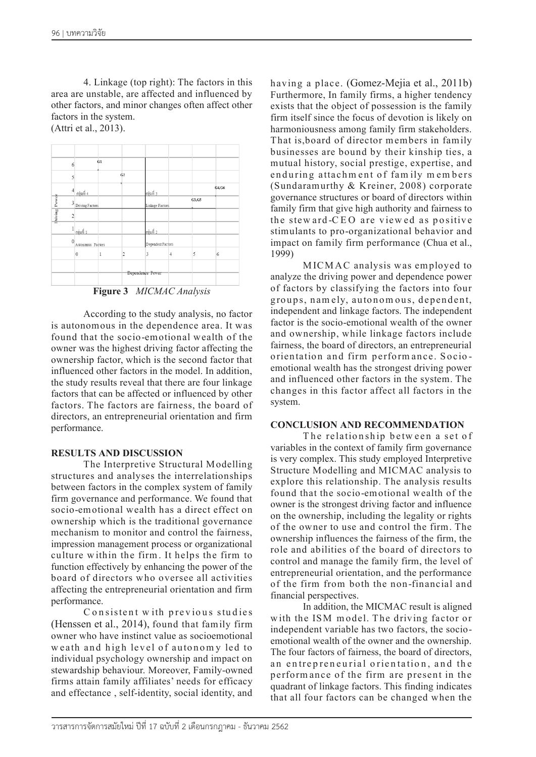4. Linkage (top right): The factors in this area are unstable, are affected and influenced by other factors, and minor changes often affect other factors in the system.
(Attri et al., 2013).

**Figure 3** *MICMAC Analysis*

According to the study analysis, no factor is autonomous in the dependence area. It was found that the socio-emotional wealth of the owner was the highest driving factor affecting the ownership factor, which is the second factor that influenced other factors in the model. In addition, the study results reveal that there are four linkage factors that can be affected or influenced by other factors. The factors are fairness, the board of directors, an entrepreneurial orientation and firm performance.

## RESULTS AND DISCUSSION

The Interpretive Structural Modelling structures and analyses the interrelationships between factors in the complex system of family firm governance and performance. We found that socio-emotional wealth has a direct effect on ownership which is the traditional governance mechanism to monitor and control the fairness, impression management process or organizational culture within the firm. It helps the firm to function effectively by enhancing the power of the board of directors who oversee all activities affecting the entrepreneurial orientation and firm performance.

Consistent with previous studies (Henssen et al., 2014), found that family firm owner who have instinct value as socioemotional weath and high level of autonomy led to individual psychology ownership and impact on stewardship behaviour. Moreover, Family-owned firms attain family affiliates' needs for efficacy and effectance , self-identity, social identity, and having a place. (Gomez-Mejia et al., 2011b) Furthermore, In family firms, a higher tendency exists that the object of possession is the family firm itself since the focus of devotion is likely on harmoniousness among family firm stakeholders. That is,board of director members in family businesses are bound by their kinship ties, a mutual history, social prestige, expertise, and enduring attachment of family members (Sundaramurthy & Kreiner, 2008) corporate governance structures or board of directors within family firm that give high authority and fairness to the steward-CEO are viewed as positive stimulants to pro-organizational behavior and impact on family firm performance (Chua et al., 1999)

MICMAC analysis was employed to analyze the driving power and dependence power of factors by classifying the factors into four groups, namely, autonomous, dependent, independent and linkage factors. The independent factor is the socio-emotional wealth of the owner and ownership, while linkage factors include fairness, the board of directors, an entrepreneurial orientation and firm performance. Socio-emotional wealth has the strongest driving power and influenced other factors in the system. The changes in this factor affect all factors in the system.

## CONCLUSION AND RECOMMENDATION

The relationship between a set of variables in the context of family firm governance is very complex. This study employed Interpretive Structure Modelling and MICMAC analysis to explore this relationship. The analysis results found that the socio-emotional wealth of the owner is the strongest driving factor and influence on the ownership, including the legality or rights of the owner to use and control the firm. The ownership influences the fairness of the firm, the role and abilities of the board of directors to control and manage the family firm, the level of entrepreneurial orientation, and the performance of the firm from both the non-financial and financial perspectives.

In addition, the MICMAC result is aligned with the ISM model. The driving factor or independent variable has two factors, the socio-emotional wealth of the owner and the ownership. The four factors of fairness, the board of directors, an entrepreneurial orientation, and the performance of the firm are present in the quadrant of linkage factors. This finding indicates that all four factors can be changed when the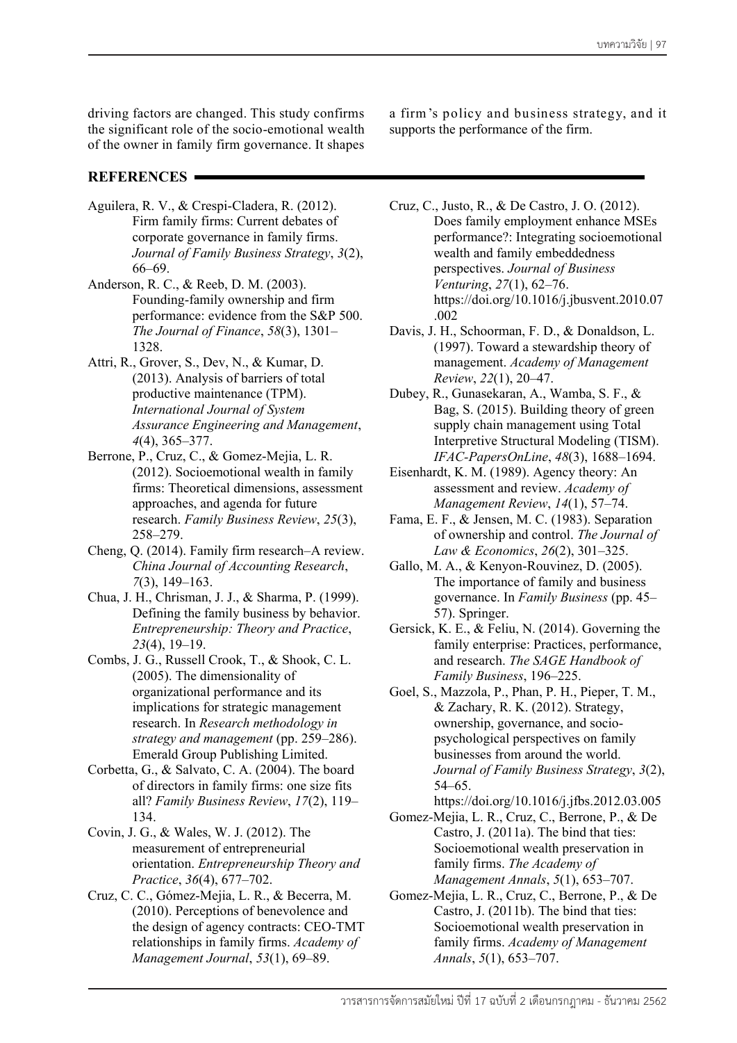driving factors are changed. This study confirms the significant role of the socio-emotional wealth of the owner in family firm governance. It shapes a firm's policy and business strategy, and it supports the performance of the firm.

## REFERENCES

Aguilera, R. V., & Crespi-Cladera, R. (2012). Firm family firms: Current debates of corporate governance in family firms. *Journal of Family Business Strategy*, *3*(2), 66–69.

Anderson, R. C., & Reeb, D. M. (2003). Founding-family ownership and firm performance: evidence from the S&P 500. *The Journal of Finance*, *58*(3), 1301–1328.

Attri, R., Grover, S., Dev, N., & Kumar, D. (2013). Analysis of barriers of total productive maintenance (TPM). *International Journal of System Assurance Engineering and Management*, *4*(4), 365–377.

Berrone, P., Cruz, C., & Gomez-Mejia, L. R. (2012). Socioemotional wealth in family firms: Theoretical dimensions, assessment approaches, and agenda for future research. *Family Business Review*, *25*(3), 258–279.

Cheng, Q. (2014). Family firm research–A review. *China Journal of Accounting Research*, *7*(3), 149–163.

Chua, J. H., Chrisman, J. J., & Sharma, P. (1999). Defining the family business by behavior. *Entrepreneurship: Theory and Practice*, *23*(4), 19–19.

Combs, J. G., Russell Crook, T., & Shook, C. L. (2005). The dimensionality of organizational performance and its implications for strategic management research. In *Research methodology in strategy and management* (pp. 259–286). Emerald Group Publishing Limited.

Corbetta, G., & Salvato, C. A. (2004). The board of directors in family firms: one size fits all? *Family Business Review*, *17*(2), 119–134.

Covin, J. G., & Wales, W. J. (2012). The measurement of entrepreneurial orientation. *Entrepreneurship Theory and Practice*, *36*(4), 677–702.

Cruz, C. C., Gómez-Mejia, L. R., & Becerra, M. (2010). Perceptions of benevolence and the design of agency contracts: CEO-TMT relationships in family firms. *Academy of Management Journal*, *53*(1), 69–89.

Cruz, C., Justo, R., & De Castro, J. O. (2012). Does family employment enhance MSEs performance?: Integrating socioemotional wealth and family embeddedness perspectives. *Journal of Business Venturing*, *27*(1), 62–76. https://doi.org/10.1016/j.jbusvent.2010.07.002

Davis, J. H., Schoorman, F. D., & Donaldson, L. (1997). Toward a stewardship theory of management. *Academy of Management Review*, *22*(1), 20–47.

Dubey, R., Gunasekaran, A., Wamba, S. F., & Bag, S. (2015). Building theory of green supply chain management using Total Interpretive Structural Modeling (TISM). *IFAC-PapersOnLine*, *48*(3), 1688–1694.

Eisenhardt, K. M. (1989). Agency theory: An assessment and review. *Academy of Management Review*, *14*(1), 57–74.

Fama, E. F., & Jensen, M. C. (1983). Separation of ownership and control. *The Journal of Law & Economics*, *26*(2), 301–325.

Gallo, M. A., & Kenyon-Rouvinez, D. (2005). The importance of family and business governance. In *Family Business* (pp. 45–57). Springer.

Gersick, K. E., & Feliu, N. (2014). Governing the family enterprise: Practices, performance, and research. *The SAGE Handbook of Family Business*, 196–225.

Goel, S., Mazzola, P., Phan, P. H., Pieper, T. M., & Zachary, R. K. (2012). Strategy, ownership, governance, and socio-psychological perspectives on family businesses from around the world. *Journal of Family Business Strategy*, *3*(2), 54–65. https://doi.org/10.1016/j.jfbs.2012.03.005

Gomez-Mejia, L. R., Cruz, C., Berrone, P., & De Castro, J. (2011a). The bind that ties: Socioemotional wealth preservation in family firms. *The Academy of Management Annals*, *5*(1), 653–707.

Gomez-Mejia, L. R., Cruz, C., Berrone, P., & De Castro, J. (2011b). The bind that ties: Socioemotional wealth preservation in family firms. *Academy of Management Annals*, *5*(1), 653–707.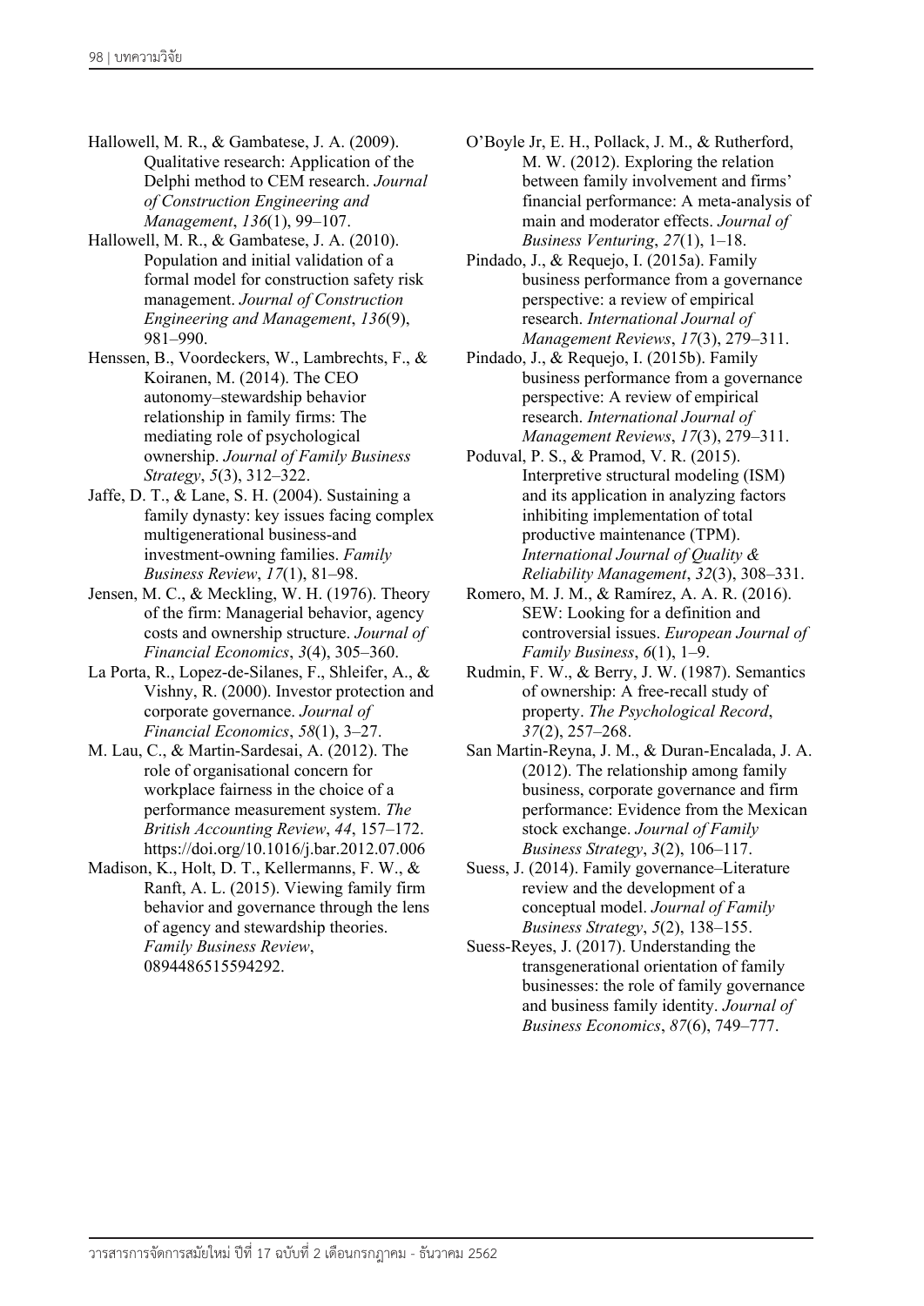Hallowell, M. R., & Gambatese, J. A. (2009). Qualitative research: Application of the Delphi method to CEM research. *Journal of Construction Engineering and Management*, *136*(1), 99–107.

Hallowell, M. R., & Gambatese, J. A. (2010). Population and initial validation of a formal model for construction safety risk management. *Journal of Construction Engineering and Management*, *136*(9), 981–990.

Henssen, B., Voordeckers, W., Lambrechts, F., & Koiranen, M. (2014). The CEO autonomy–stewardship behavior relationship in family firms: The mediating role of psychological ownership. *Journal of Family Business Strategy*, *5*(3), 312–322.

Jaffe, D. T., & Lane, S. H. (2004). Sustaining a family dynasty: key issues facing complex multigenerational business-and investment-owning families. *Family Business Review*, *17*(1), 81–98.

Jensen, M. C., & Meckling, W. H. (1976). Theory of the firm: Managerial behavior, agency costs and ownership structure. *Journal of Financial Economics*, *3*(4), 305–360.

La Porta, R., Lopez-de-Silanes, F., Shleifer, A., & Vishny, R. (2000). Investor protection and corporate governance. *Journal of Financial Economics*, *58*(1), 3–27.

M. Lau, C., & Martin-Sardesai, A. (2012). The role of organisational concern for workplace fairness in the choice of a performance measurement system. *The British Accounting Review*, *44*, 157–172. https://doi.org/10.1016/j.bar.2012.07.006

Madison, K., Holt, D. T., Kellermanns, F. W., & Ranft, A. L. (2015). Viewing family firm behavior and governance through the lens of agency and stewardship theories. *Family Business Review*, 0894486515594292.

O'Boyle Jr, E. H., Pollack, J. M., & Rutherford, M. W. (2012). Exploring the relation between family involvement and firms' financial performance: A meta-analysis of main and moderator effects. *Journal of Business Venturing*, *27*(1), 1–18.

Pindado, J., & Requejo, I. (2015a). Family business performance from a governance perspective: a review of empirical research. *International Journal of Management Reviews*, *17*(3), 279–311.

Pindado, J., & Requejo, I. (2015b). Family business performance from a governance perspective: A review of empirical research. *International Journal of Management Reviews*, *17*(3), 279–311.

Poduval, P. S., & Pramod, V. R. (2015). Interpretive structural modeling (ISM) and its application in analyzing factors inhibiting implementation of total productive maintenance (TPM). *International Journal of Quality & Reliability Management*, *32*(3), 308–331.

Romero, M. J. M., & Ramírez, A. A. R. (2016). SEW: Looking for a definition and controversial issues. *European Journal of Family Business*, *6*(1), 1–9.

Rudmin, F. W., & Berry, J. W. (1987). Semantics of ownership: A free-recall study of property. *The Psychological Record*, *37*(2), 257–268.

San Martin-Reyna, J. M., & Duran-Encalada, J. A. (2012). The relationship among family business, corporate governance and firm performance: Evidence from the Mexican stock exchange. *Journal of Family Business Strategy*, *3*(2), 106–117.

Suess, J. (2014). Family governance–Literature review and the development of a conceptual model. *Journal of Family Business Strategy*, *5*(2), 138–155.

Suess-Reyes, J. (2017). Understanding the transgenerational orientation of family businesses: the role of family governance and business family identity. *Journal of Business Economics*, *87*(6), 749–777.